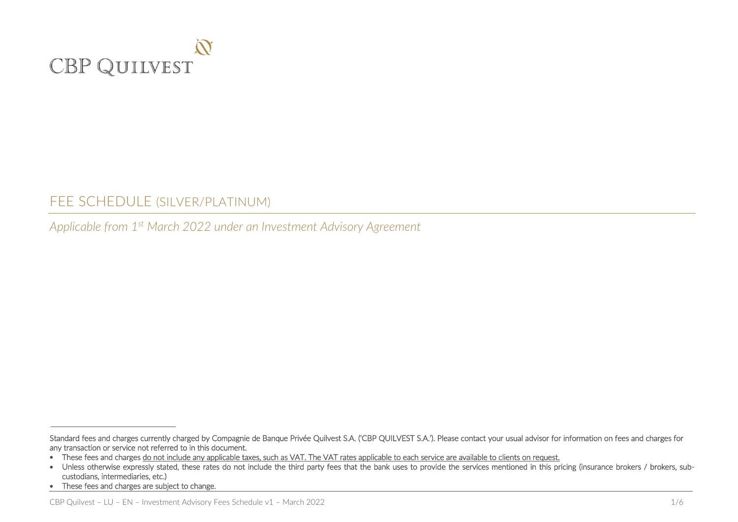CBP QUILVEST

# FEE SCHEDULE (SILVER/PLATINUM)

*Applicable from 1st March 2022 under an Investment Advisory Agreement*

---

Standard fees and charges currently charged by Compagnie de Banque Privée Quilvest S.A. ('CBP QUILVEST S.A.'). Please contact your usual advisor for information on fees and charges for any transaction or service not referred to in this document.

- These fees and charges do not include any applicable taxes, such as VAT. The VAT rates applicable to each service are available to clients on request.
- Unless otherwise expressly stated, these rates do not include the third party fees that the bank uses to provide the services mentioned in this pricing (insurance brokers / brokers, sub-custodians, intermediaries, etc.)
- These fees and charges are subject to change.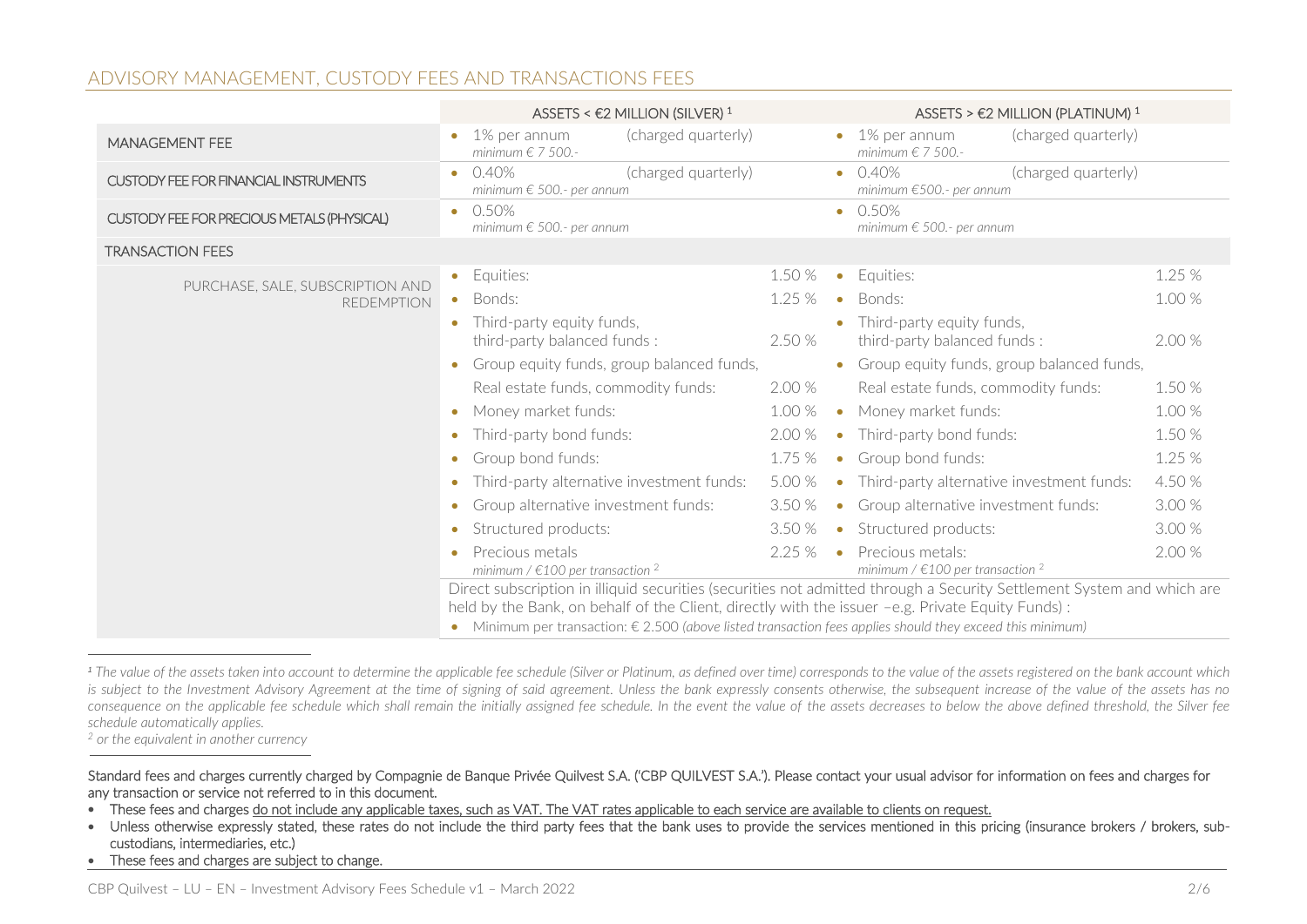## ADVISORY MANAGEMENT, CUSTODY FEES AND TRANSACTIONS FEES

| | ASSETS < €2 MILLION (SILVER) [1] | | ASSETS > €2 MILLION (PLATINUM) [1] | |
|---|---|---|---|---|
| MANAGEMENT FEE | • 1% per annum (charged quarterly)<br>*minimum € 7 500.-* | | • 1% per annum (charged quarterly)<br>*minimum € 7 500.-* | |
| CUSTODY FEE FOR FINANCIAL INSTRUMENTS | • 0.40% (charged quarterly)<br>*minimum € 500.- per annum* | | • 0.40% (charged quarterly)<br>*minimum €500.- per annum* | |
| CUSTODY FEE FOR PRECIOUS METALS (PHYSICAL) | • 0.50%<br>*minimum € 500.- per annum* | | • 0.50%<br>*minimum € 500.- per annum* | |
| TRANSACTION FEES | | | | |
| PURCHASE, SALE, SUBSCRIPTION AND REDEMPTION | • Equities: | 1.50 % | • Equities: | 1.25 % |
| | • Bonds: | 1.25 % | • Bonds: | 1.00 % |
| | • Third-party equity funds, third-party balanced funds : | 2.50 % | • Third-party equity funds, third-party balanced funds : | 2.00 % |
| | • Group equity funds, group balanced funds, Real estate funds, commodity funds: | 2.00 % | • Group equity funds, group balanced funds, Real estate funds, commodity funds: | 1.50 % |
| | • Money market funds: | 1.00 % | • Money market funds: | 1.00 % |
| | • Third-party bond funds: | 2.00 % | • Third-party bond funds: | 1.50 % |
| | • Group bond funds: | 1.75 % | • Group bond funds: | 1.25 % |
| | • Third-party alternative investment funds: | 5.00 % | • Third-party alternative investment funds: | 4.50 % |
| | • Group alternative investment funds: | 3.50 % | • Group alternative investment funds: | 3.00 % |
| | • Structured products: | 3.50 % | • Structured products: | 3.00 % |
| | • Precious metals<br>*minimum / €100 per transaction [2]* | 2.25 % | • Precious metals:<br>*minimum / €100 per transaction [2]* | 2.00 % |
| | Direct subscription in illiquid securities (securities not admitted through a Security Settlement System and which are held by the Bank, on behalf of the Client, directly with the issuer –e.g. Private Equity Funds) :<br>• Minimum per transaction: € 2.500 *(above listed transaction fees applies should they exceed this minimum)* | | | |

*[1] The value of the assets taken into account to determine the applicable fee schedule (Silver or Platinum, as defined over time) corresponds to the value of the assets registered on the bank account which is subject to the Investment Advisory Agreement at the time of signing of said agreement. Unless the bank expressly consents otherwise, the subsequent increase of the value of the assets has no consequence on the applicable fee schedule which shall remain the initially assigned fee schedule. In the event the value of the assets decreases to below the above defined threshold, the Silver fee schedule automatically applies.*

*[2] or the equivalent in another currency*

Standard fees and charges currently charged by Compagnie de Banque Privée Quilvest S.A. ('CBP QUILVEST S.A.'). Please contact your usual advisor for information on fees and charges for any transaction or service not referred to in this document.

- These fees and charges do not include any applicable taxes, such as VAT. The VAT rates applicable to each service are available to clients on request.
- Unless otherwise expressly stated, these rates do not include the third party fees that the bank uses to provide the services mentioned in this pricing (insurance brokers / brokers, sub-custodians, intermediaries, etc.)
- These fees and charges are subject to change.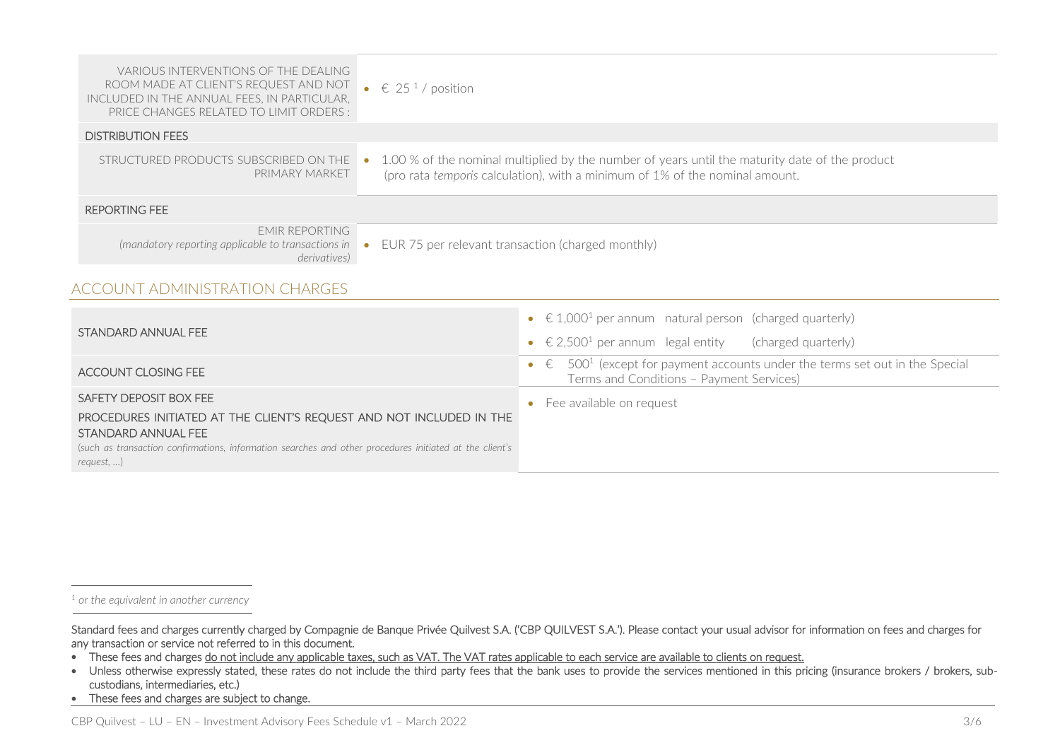| | |
|---|---|
| VARIOUS INTERVENTIONS OF THE DEALING ROOM MADE AT CLIENT'S REQUEST AND NOT INCLUDED IN THE ANNUAL FEES, IN PARTICULAR, PRICE CHANGES RELATED TO LIMIT ORDERS : | • € 25 [1] / position |
| DISTRIBUTION FEES | |
| STRUCTURED PRODUCTS SUBSCRIBED ON THE PRIMARY MARKET | • 1.00 % of the nominal multiplied by the number of years until the maturity date of the product (pro rata *temporis* calculation), with a minimum of 1% of the nominal amount. |
| REPORTING FEE | |
| EMIR REPORTING *(mandatory reporting applicable to transactions in derivatives)* | • EUR 75 per relevant transaction (charged monthly) |

## ACCOUNT ADMINISTRATION CHARGES

| | |
|---|---|
| STANDARD ANNUAL FEE | • € 1,000[1] per annum natural person (charged quarterly)<br>• € 2,500[1] per annum legal entity (charged quarterly) |
| ACCOUNT CLOSING FEE | • € 500[1] (except for payment accounts under the terms set out in the Special Terms and Conditions – Payment Services) |
| SAFETY DEPOSIT BOX FEE<br>PROCEDURES INITIATED AT THE CLIENT'S REQUEST AND NOT INCLUDED IN THE STANDARD ANNUAL FEE<br>*(such as transaction confirmations, information searches and other procedures initiated at the client's request, …)* | • Fee available on request |

[1] *or the equivalent in another currency*

Standard fees and charges currently charged by Compagnie de Banque Privée Quilvest S.A. ('CBP QUILVEST S.A.'). Please contact your usual advisor for information on fees and charges for any transaction or service not referred to in this document.

- These fees and charges do not include any applicable taxes, such as VAT. The VAT rates applicable to each service are available to clients on request.
- Unless otherwise expressly stated, these rates do not include the third party fees that the bank uses to provide the services mentioned in this pricing (insurance brokers / brokers, sub-custodians, intermediaries, etc.)
- These fees and charges are subject to change.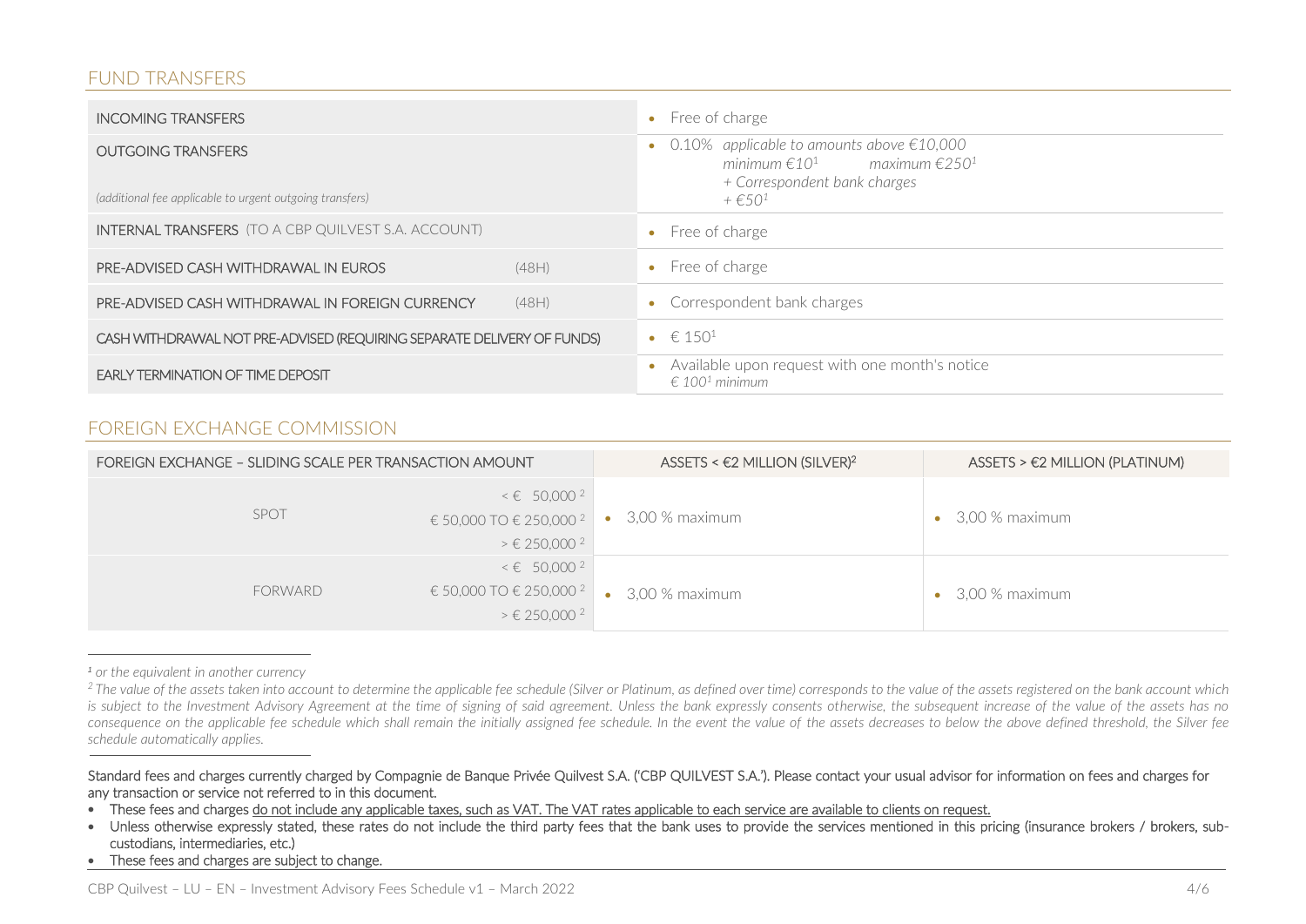## FUND TRANSFERS

| | |
|---|---|
| INCOMING TRANSFERS | • Free of charge |
| OUTGOING TRANSFERS<br>*(additional fee applicable to urgent outgoing transfers)* | • 0.10% *applicable to amounts above €10,000*<br>*minimum €10*[1] *maximum €250*[1]<br>*+ Correspondent bank charges*<br>*+ €50*[1] |
| INTERNAL TRANSFERS (TO A CBP QUILVEST S.A. ACCOUNT) | • Free of charge |
| PRE-ADVISED CASH WITHDRAWAL IN EUROS (48H) | • Free of charge |
| PRE-ADVISED CASH WITHDRAWAL IN FOREIGN CURRENCY (48H) | • Correspondent bank charges |
| CASH WITHDRAWAL NOT PRE-ADVISED (REQUIRING SEPARATE DELIVERY OF FUNDS) | • € 150[1] |
| EARLY TERMINATION OF TIME DEPOSIT | • Available upon request with one month's notice<br>*€ 100*[1] *minimum* |

## FOREIGN EXCHANGE COMMISSION

| FOREIGN EXCHANGE – SLIDING SCALE PER TRANSACTION AMOUNT | | ASSETS < €2 MILLION (SILVER)[2] | ASSETS > €2 MILLION (PLATINUM) |
|---|---|---|---|
| SPOT | < € 50,000 [2]<br>€ 50,000 TO € 250,000 [2]<br>> € 250,000 [2] | • 3,00 % maximum | • 3,00 % maximum |
| FORWARD | < € 50,000 [2]<br>€ 50,000 TO € 250,000 [2]<br>> € 250,000 [2] | • 3,00 % maximum | • 3,00 % maximum |

---

[1] *or the equivalent in another currency*

[2] *The value of the assets taken into account to determine the applicable fee schedule (Silver or Platinum, as defined over time) corresponds to the value of the assets registered on the bank account which is subject to the Investment Advisory Agreement at the time of signing of said agreement. Unless the bank expressly consents otherwise, the subsequent increase of the value of the assets has no consequence on the applicable fee schedule which shall remain the initially assigned fee schedule. In the event the value of the assets decreases to below the above defined threshold, the Silver fee schedule automatically applies.*

---

Standard fees and charges currently charged by Compagnie de Banque Privée Quilvest S.A. ('CBP QUILVEST S.A.'). Please contact your usual advisor for information on fees and charges for any transaction or service not referred to in this document.

- These fees and charges do not include any applicable taxes, such as VAT. The VAT rates applicable to each service are available to clients on request.
- Unless otherwise expressly stated, these rates do not include the third party fees that the bank uses to provide the services mentioned in this pricing (insurance brokers / brokers, sub-custodians, intermediaries, etc.)
- These fees and charges are subject to change.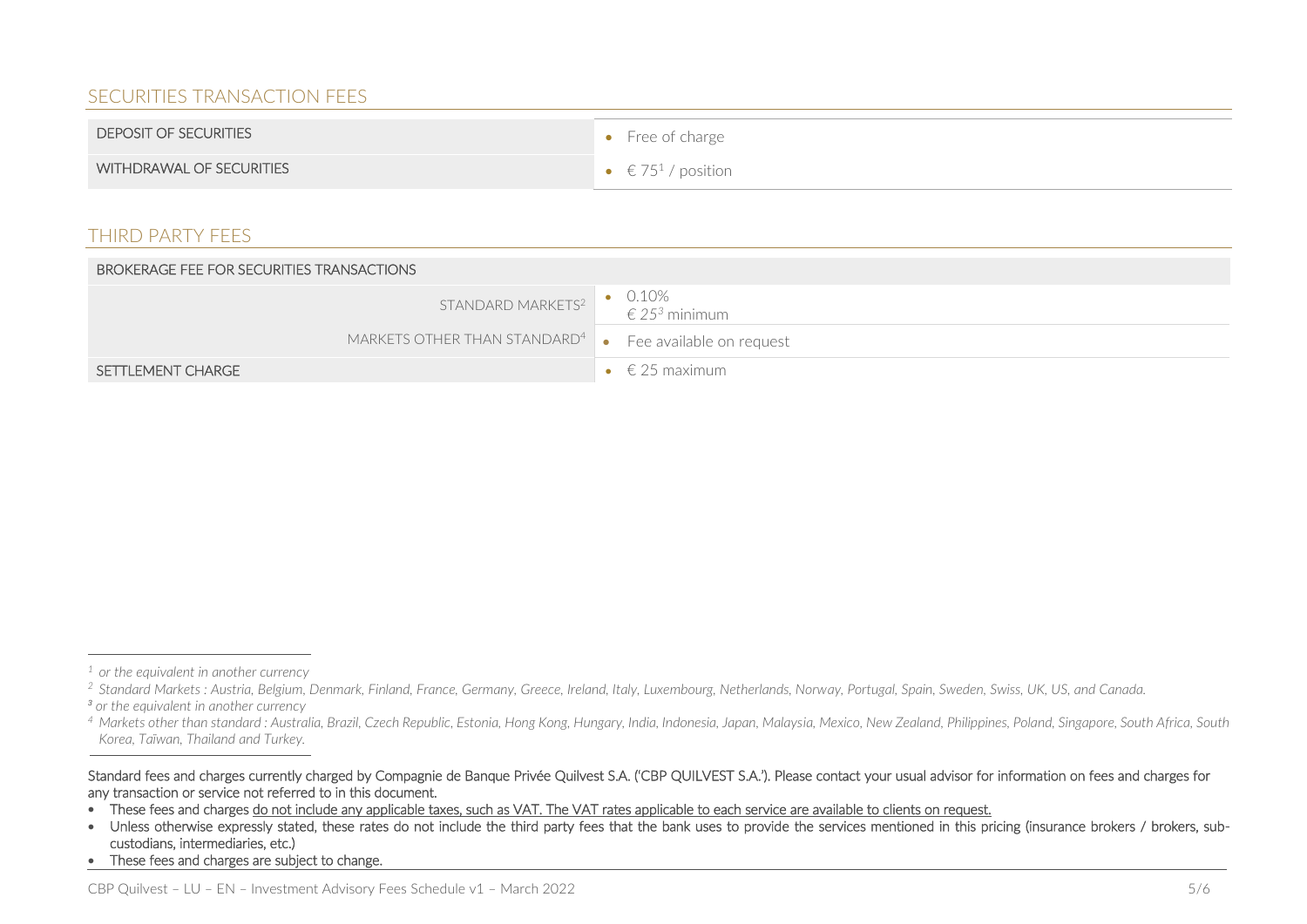## SECURITIES TRANSACTION FEES

| | |
|---|---|
| DEPOSIT OF SECURITIES | • Free of charge |
| WITHDRAWAL OF SECURITIES | • € 75[1] / position |

## THIRD PARTY FEES

| | |
|---|---|
| BROKERAGE FEE FOR SECURITIES TRANSACTIONS | |
| STANDARD MARKETS[2] | • 0.10% € 25[3] minimum |
| MARKETS OTHER THAN STANDARD[4] | • Fee available on request |
| SETTLEMENT CHARGE | • € 25 maximum |

[1] *or the equivalent in another currency*

[2] *Standard Markets : Austria, Belgium, Denmark, Finland, France, Germany, Greece, Ireland, Italy, Luxembourg, Netherlands, Norway, Portugal, Spain, Sweden, Swiss, UK, US, and Canada.*

[3] *or the equivalent in another currency*

[4] *Markets other than standard : Australia, Brazil, Czech Republic, Estonia, Hong Kong, Hungary, India, Indonesia, Japan, Malaysia, Mexico, New Zealand, Philippines, Poland, Singapore, South Africa, South Korea, Taïwan, Thailand and Turkey.*

Standard fees and charges currently charged by Compagnie de Banque Privée Quilvest S.A. ('CBP QUILVEST S.A.'). Please contact your usual advisor for information on fees and charges for any transaction or service not referred to in this document.

- These fees and charges do not include any applicable taxes, such as VAT. The VAT rates applicable to each service are available to clients on request.
- Unless otherwise expressly stated, these rates do not include the third party fees that the bank uses to provide the services mentioned in this pricing (insurance brokers / brokers, sub-custodians, intermediaries, etc.)
- These fees and charges are subject to change.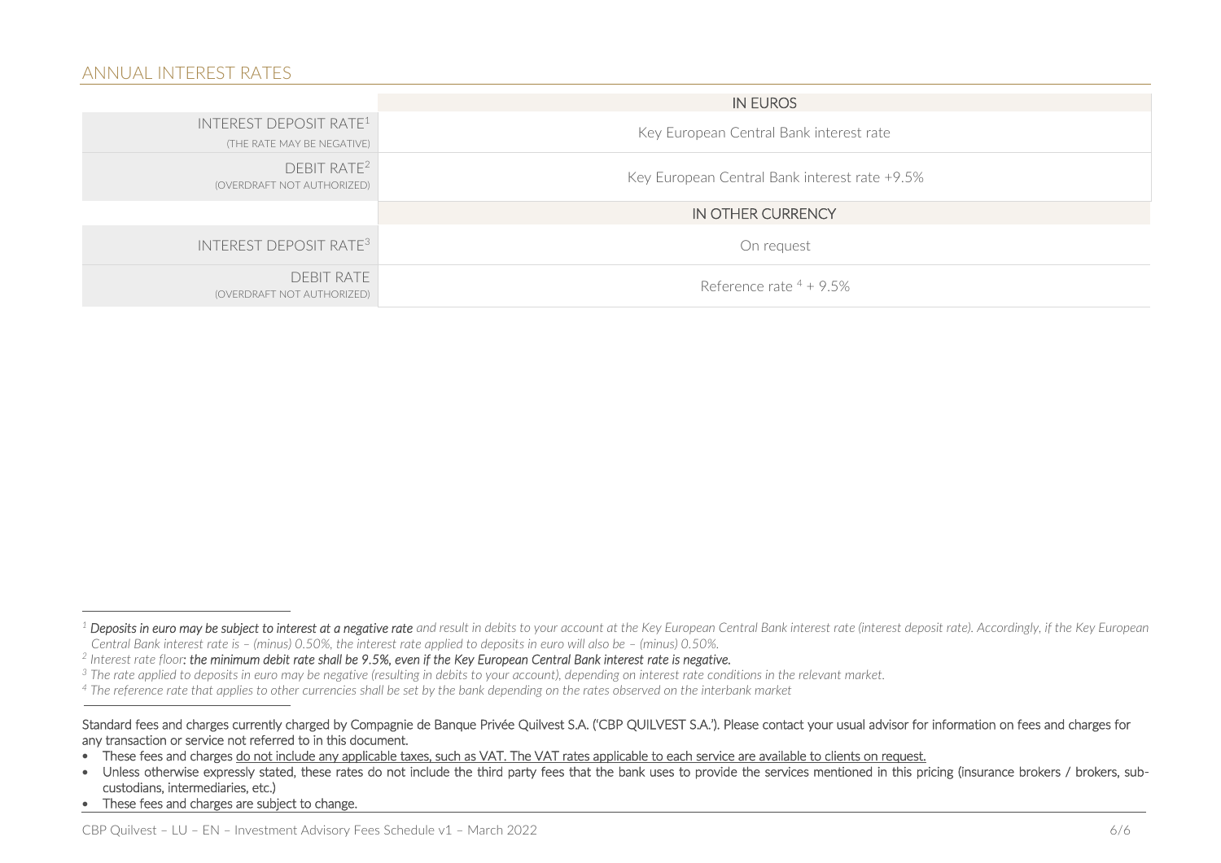## ANNUAL INTEREST RATES

| | IN EUROS |
|---|---|
| INTEREST DEPOSIT RATE[1] (THE RATE MAY BE NEGATIVE) | Key European Central Bank interest rate |
| DEBIT RATE[2] (OVERDRAFT NOT AUTHORIZED) | Key European Central Bank interest rate +9.5% |
| | IN OTHER CURRENCY |
| INTEREST DEPOSIT RATE[3] | On request |
| DEBIT RATE (OVERDRAFT NOT AUTHORIZED) | Reference rate [4] + 9.5% |

[1] ***Deposits in euro may be subject to interest at a negative rate*** *and result in debits to your account at the Key European Central Bank interest rate (interest deposit rate). Accordingly, if the Key European Central Bank interest rate is – (minus) 0.50%, the interest rate applied to deposits in euro will also be – (minus) 0.50%.*

[2] *Interest rate floor****: the minimum debit rate shall be 9.5%, even if the Key European Central Bank interest rate is negative.***

[3] *The rate applied to deposits in euro may be negative (resulting in debits to your account), depending on interest rate conditions in the relevant market.*

[4] *The reference rate that applies to other currencies shall be set by the bank depending on the rates observed on the interbank market*

Standard fees and charges currently charged by Compagnie de Banque Privée Quilvest S.A. ('CBP QUILVEST S.A.'). Please contact your usual advisor for information on fees and charges for any transaction or service not referred to in this document.

- These fees and charges do not include any applicable taxes, such as VAT. The VAT rates applicable to each service are available to clients on request.
- Unless otherwise expressly stated, these rates do not include the third party fees that the bank uses to provide the services mentioned in this pricing (insurance brokers / brokers, sub-custodians, intermediaries, etc.)
- These fees and charges are subject to change.